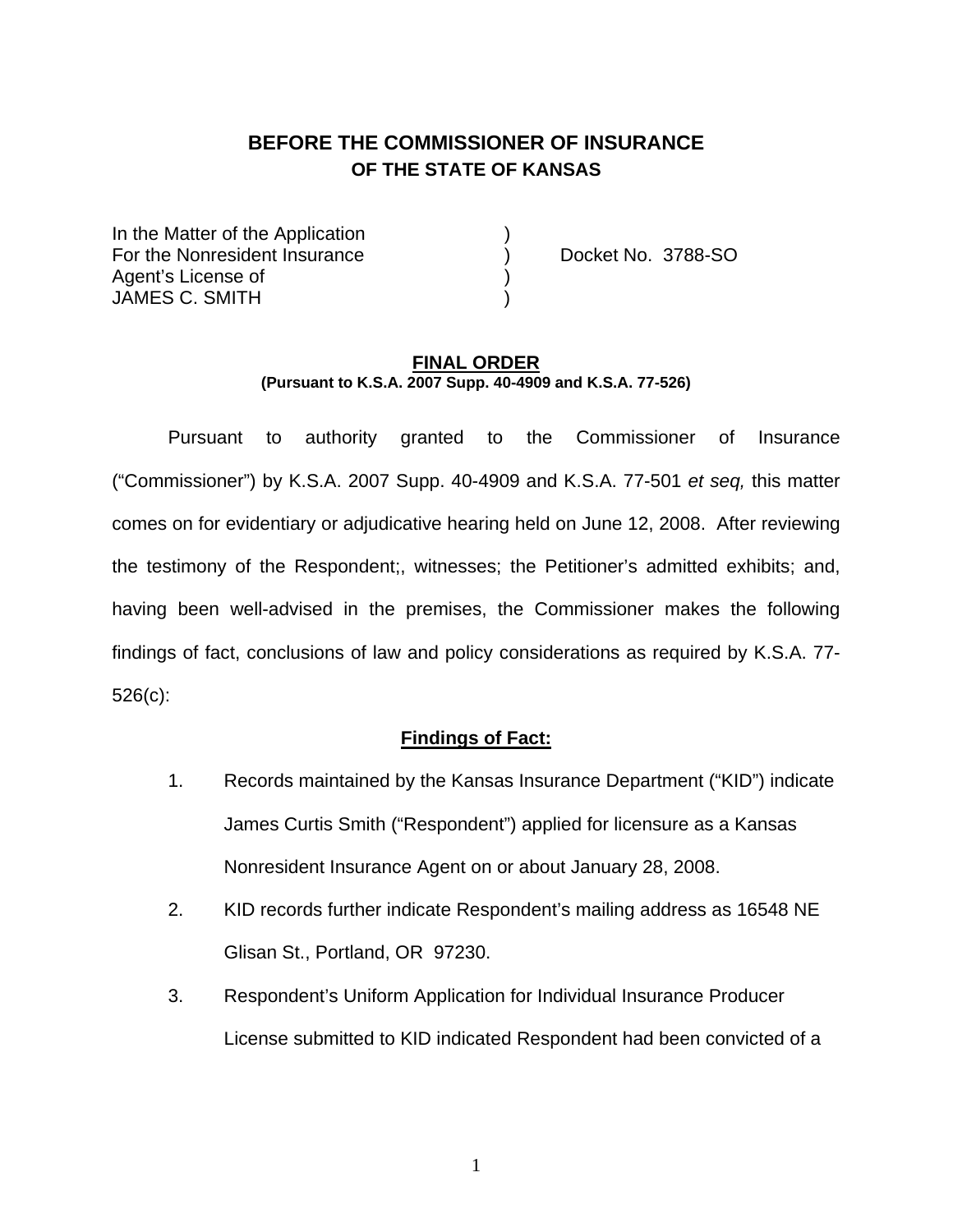# BEFORE THE COMMISSIONER OF INSURANCE
## OF THE STATE OF KANSAS

| | | |
|---|---|---|
| In the Matter of the Application | ) | |
| For the Nonresident Insurance | ) | Docket No. 3788-SO |
| Agent's License of | ) | |
| JAMES C. SMITH | ) | |

### FINAL ORDER
**(Pursuant to K.S.A. 2007 Supp. 40-4909 and K.S.A. 77-526)**

Pursuant to authority granted to the Commissioner of Insurance ("Commissioner") by K.S.A. 2007 Supp. 40-4909 and K.S.A. 77-501 *et seq,* this matter comes on for evidentiary or adjudicative hearing held on June 12, 2008. After reviewing the testimony of the Respondent;, witnesses; the Petitioner's admitted exhibits; and, having been well-advised in the premises, the Commissioner makes the following findings of fact, conclusions of law and policy considerations as required by K.S.A. 77-526(c):

### Findings of Fact:

1. Records maintained by the Kansas Insurance Department ("KID") indicate James Curtis Smith ("Respondent") applied for licensure as a Kansas Nonresident Insurance Agent on or about January 28, 2008.
2. KID records further indicate Respondent's mailing address as 16548 NE Glisan St., Portland, OR 97230.
3. Respondent's Uniform Application for Individual Insurance Producer License submitted to KID indicated Respondent had been convicted of a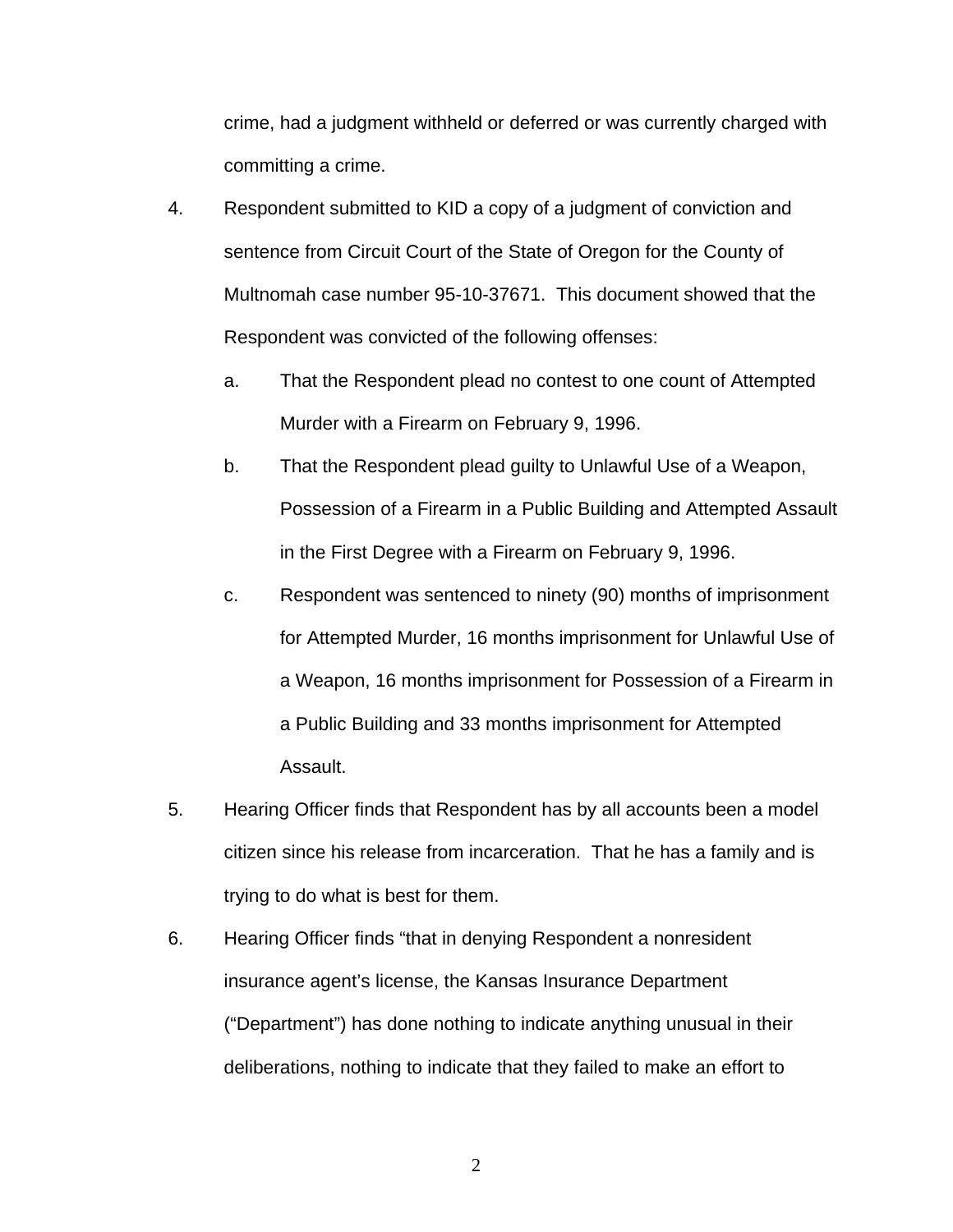crime, had a judgment withheld or deferred or was currently charged with committing a crime.

4. Respondent submitted to KID a copy of a judgment of conviction and sentence from Circuit Court of the State of Oregon for the County of Multnomah case number 95-10-37671. This document showed that the Respondent was convicted of the following offenses:

   a. That the Respondent plead no contest to one count of Attempted Murder with a Firearm on February 9, 1996.

   b. That the Respondent plead guilty to Unlawful Use of a Weapon, Possession of a Firearm in a Public Building and Attempted Assault in the First Degree with a Firearm on February 9, 1996.

   c. Respondent was sentenced to ninety (90) months of imprisonment for Attempted Murder, 16 months imprisonment for Unlawful Use of a Weapon, 16 months imprisonment for Possession of a Firearm in a Public Building and 33 months imprisonment for Attempted Assault.

5. Hearing Officer finds that Respondent has by all accounts been a model citizen since his release from incarceration. That he has a family and is trying to do what is best for them.

6. Hearing Officer finds "that in denying Respondent a nonresident insurance agent's license, the Kansas Insurance Department ("Department") has done nothing to indicate anything unusual in their deliberations, nothing to indicate that they failed to make an effort to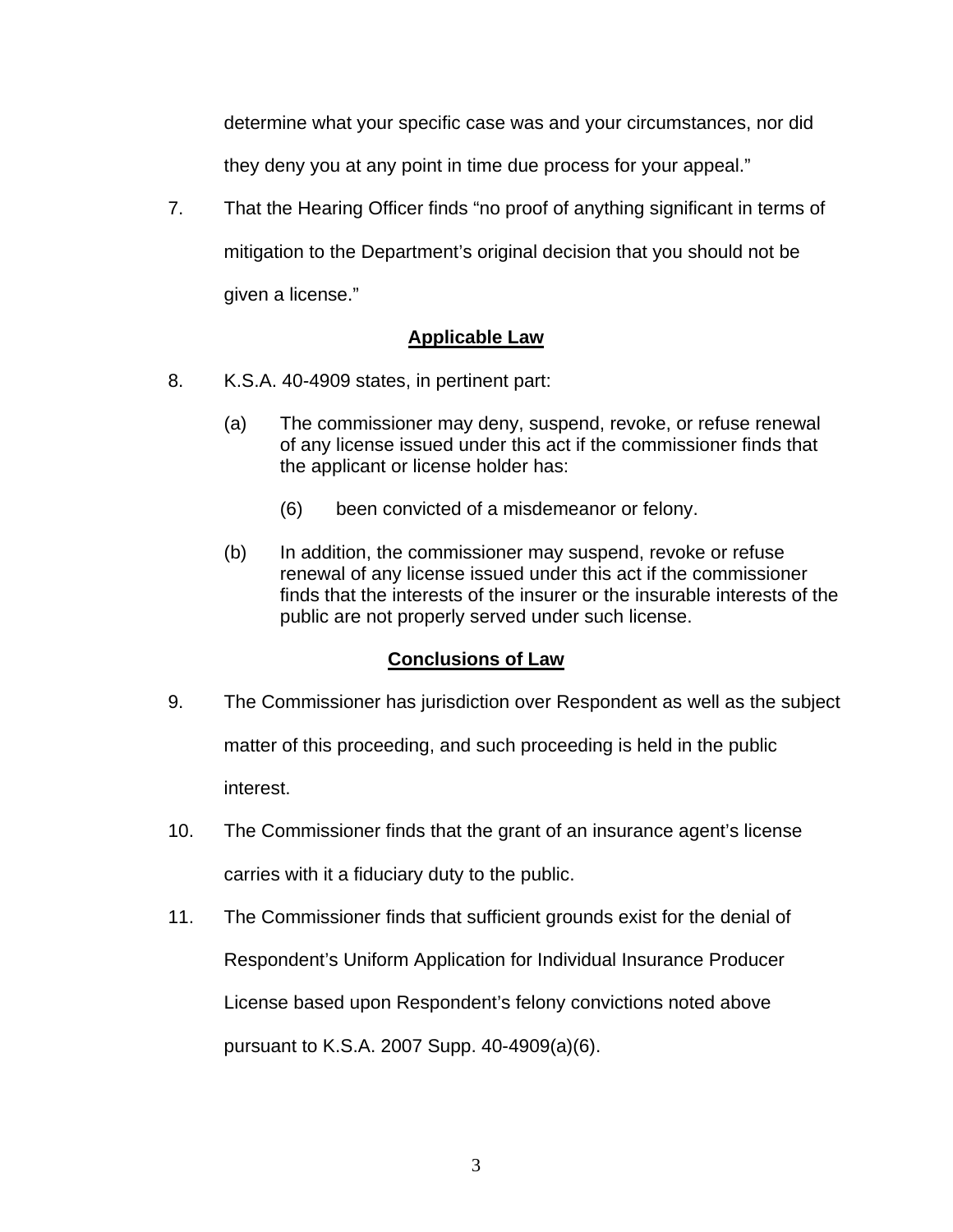determine what your specific case was and your circumstances, nor did they deny you at any point in time due process for your appeal."

7. That the Hearing Officer finds "no proof of anything significant in terms of mitigation to the Department's original decision that you should not be given a license."

## Applicable Law

8. K.S.A. 40-4909 states, in pertinent part:

   (a) The commissioner may deny, suspend, revoke, or refuse renewal of any license issued under this act if the commissioner finds that the applicant or license holder has:

      (6) been convicted of a misdemeanor or felony.

   (b) In addition, the commissioner may suspend, revoke or refuse renewal of any license issued under this act if the commissioner finds that the interests of the insurer or the insurable interests of the public are not properly served under such license.

## Conclusions of Law

9. The Commissioner has jurisdiction over Respondent as well as the subject matter of this proceeding, and such proceeding is held in the public interest.

10. The Commissioner finds that the grant of an insurance agent's license carries with it a fiduciary duty to the public.

11. The Commissioner finds that sufficient grounds exist for the denial of Respondent's Uniform Application for Individual Insurance Producer License based upon Respondent's felony convictions noted above pursuant to K.S.A. 2007 Supp. 40-4909(a)(6).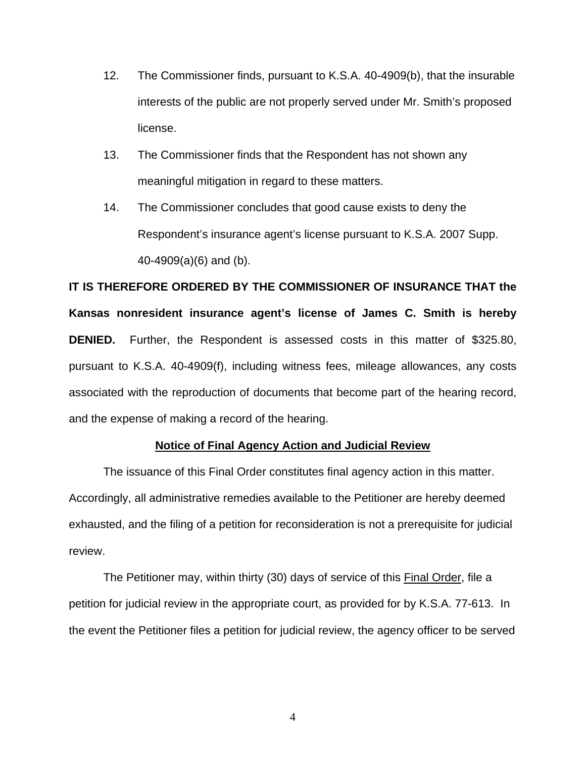12. The Commissioner finds, pursuant to K.S.A. 40-4909(b), that the insurable interests of the public are not properly served under Mr. Smith's proposed license.

13. The Commissioner finds that the Respondent has not shown any meaningful mitigation in regard to these matters.

14. The Commissioner concludes that good cause exists to deny the Respondent's insurance agent's license pursuant to K.S.A. 2007 Supp. 40-4909(a)(6) and (b).

**IT IS THEREFORE ORDERED BY THE COMMISSIONER OF INSURANCE THAT the Kansas nonresident insurance agent's license of James C. Smith is hereby DENIED.** Further, the Respondent is assessed costs in this matter of $325.80, pursuant to K.S.A. 40-4909(f), including witness fees, mileage allowances, any costs associated with the reproduction of documents that become part of the hearing record, and the expense of making a record of the hearing.

**Notice of Final Agency Action and Judicial Review**

The issuance of this Final Order constitutes final agency action in this matter. Accordingly, all administrative remedies available to the Petitioner are hereby deemed exhausted, and the filing of a petition for reconsideration is not a prerequisite for judicial review.

The Petitioner may, within thirty (30) days of service of this Final Order, file a petition for judicial review in the appropriate court, as provided for by K.S.A. 77-613. In the event the Petitioner files a petition for judicial review, the agency officer to be served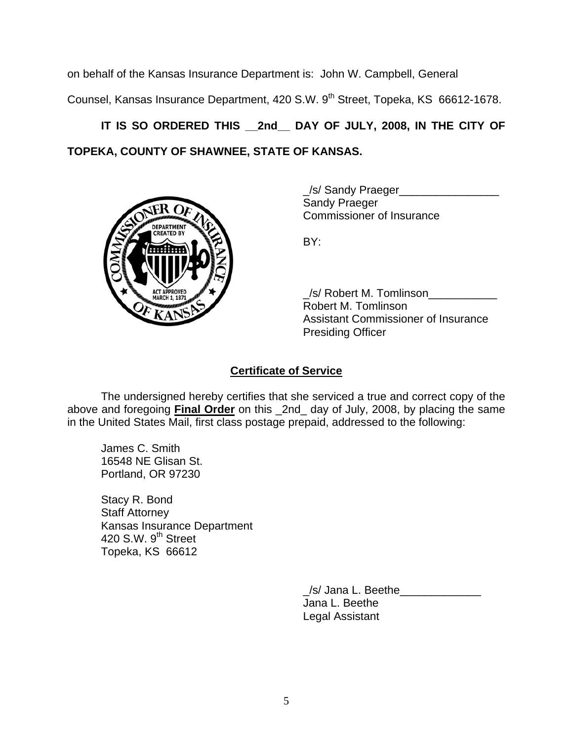on behalf of the Kansas Insurance Department is: John W. Campbell, General Counsel, Kansas Insurance Department, 420 S.W. 9th Street, Topeka, KS 66612-1678.

**IT IS SO ORDERED THIS __2nd__ DAY OF JULY, 2008, IN THE CITY OF TOPEKA, COUNTY OF SHAWNEE, STATE OF KANSAS.**

_/s/ Sandy Praeger________________
Sandy Praeger
Commissioner of Insurance

BY:

_/s/ Robert M. Tomlinson___________
Robert M. Tomlinson
Assistant Commissioner of Insurance
Presiding Officer

## Certificate of Service

The undersigned hereby certifies that she serviced a true and correct copy of the above and foregoing **Final Order** on this _2nd_ day of July, 2008, by placing the same in the United States Mail, first class postage prepaid, addressed to the following:

James C. Smith
16548 NE Glisan St.
Portland, OR 97230

Stacy R. Bond
Staff Attorney
Kansas Insurance Department
420 S.W. 9th Street
Topeka, KS 66612

_/s/ Jana L. Beethe_____________
Jana L. Beethe
Legal Assistant